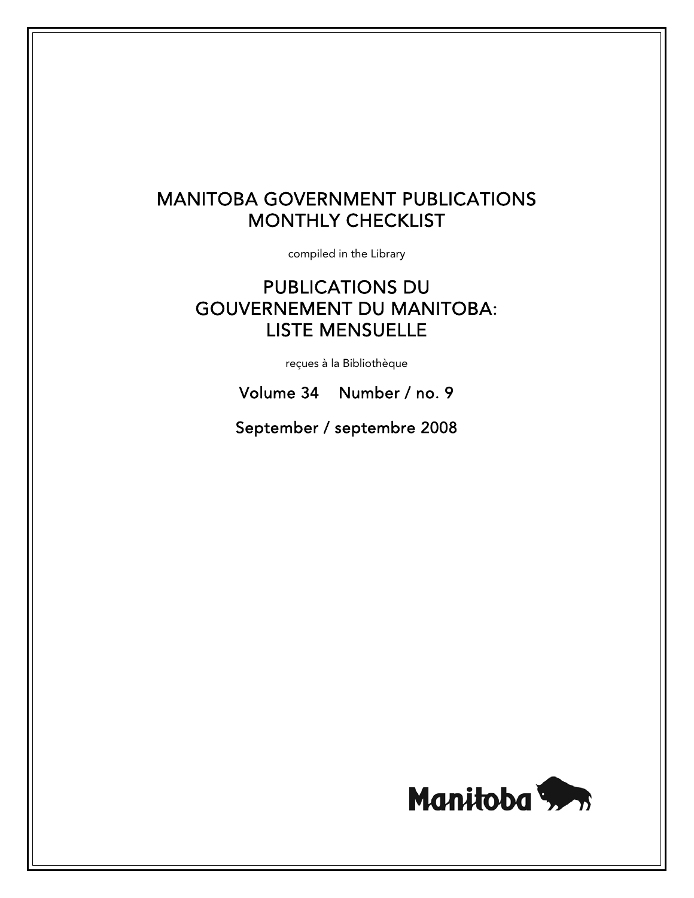# MANITOBA GOVERNMENT PUBLICATIONS MONTHLY CHECKLIST

compiled in the Library

# PUBLICATIONS DU GOUVERNEMENT DU MANITOBA: LISTE MENSUELLE

reçues à la Bibliothèque

Volume 34 Number / no. 9

September / septembre 2008

Manitoba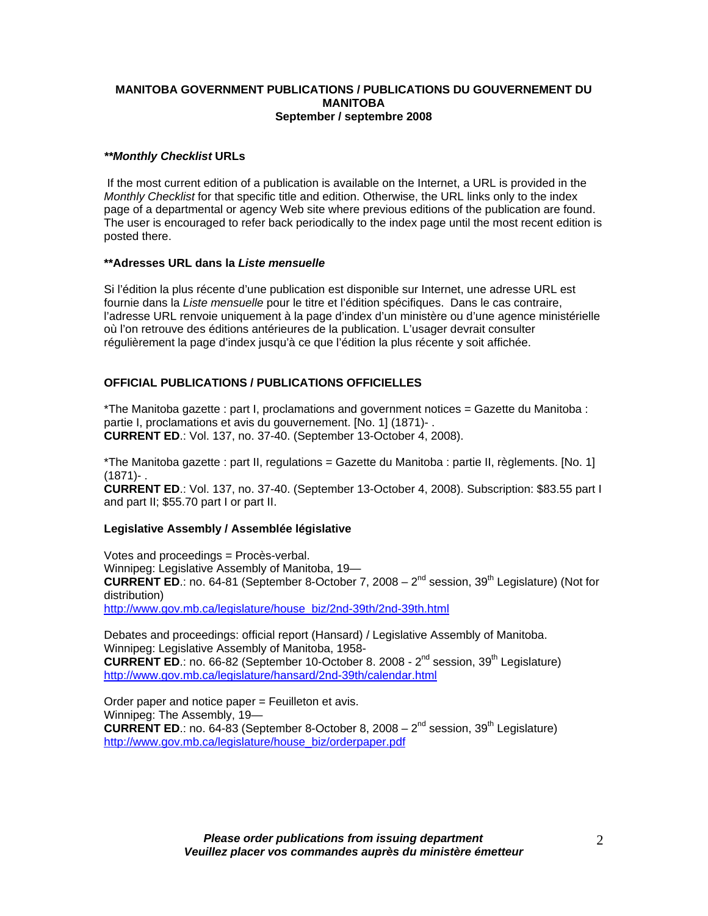**MANITOBA GOVERNMENT PUBLICATIONS / PUBLICATIONS DU GOUVERNEMENT DU MANITOBA**
**September / septembre 2008**

***\*\*Monthly Checklist* URLs**

If the most current edition of a publication is available on the Internet, a URL is provided in the *Monthly Checklist* for that specific title and edition. Otherwise, the URL links only to the index page of a departmental or agency Web site where previous editions of the publication are found. The user is encouraged to refer back periodically to the index page until the most recent edition is posted there.

**\*\*Adresses URL dans la *Liste mensuelle***

Si l'édition la plus récente d'une publication est disponible sur Internet, une adresse URL est fournie dans la *Liste mensuelle* pour le titre et l'édition spécifiques. Dans le cas contraire, l'adresse URL renvoie uniquement à la page d'index d'un ministère ou d'une agence ministérielle où l'on retrouve des éditions antérieures de la publication. L'usager devrait consulter régulièrement la page d'index jusqu'à ce que l'édition la plus récente y soit affichée.

**OFFICIAL PUBLICATIONS / PUBLICATIONS OFFICIELLES**

*The Manitoba gazette : part I, proclamations and government notices = Gazette du Manitoba : partie I, proclamations et avis du gouvernement. [No. 1] (1871)- .
**CURRENT ED**.: Vol. 137, no. 37-40. (September 13-October 4, 2008).

*The Manitoba gazette : part II, regulations = Gazette du Manitoba : partie II, règlements. [No. 1] (1871)- .
**CURRENT ED**.: Vol. 137, no. 37-40. (September 13-October 4, 2008). Subscription: $83.55 part I and part II; $55.70 part I or part II.

**Legislative Assembly / Assemblée législative**

Votes and proceedings = Procès-verbal.
Winnipeg: Legislative Assembly of Manitoba, 19—
**CURRENT ED**.: no. 64-81 (September 8-October 7, 2008 – 2nd session, 39th Legislature) (Not for distribution)
http://www.gov.mb.ca/legislature/house_biz/2nd-39th/2nd-39th.html

Debates and proceedings: official report (Hansard) / Legislative Assembly of Manitoba.
Winnipeg: Legislative Assembly of Manitoba, 1958-
**CURRENT ED**.: no. 66-82 (September 10-October 8. 2008 - 2nd session, 39th Legislature)
http://www.gov.mb.ca/legislature/hansard/2nd-39th/calendar.html

Order paper and notice paper = Feuilleton et avis.
Winnipeg: The Assembly, 19—
**CURRENT ED**.: no. 64-83 (September 8-October 8, 2008 – 2nd session, 39th Legislature)
http://www.gov.mb.ca/legislature/house_biz/orderpaper.pdf

***Please order publications from issuing department***
***Veuillez placer vos commandes auprès du ministère émetteur***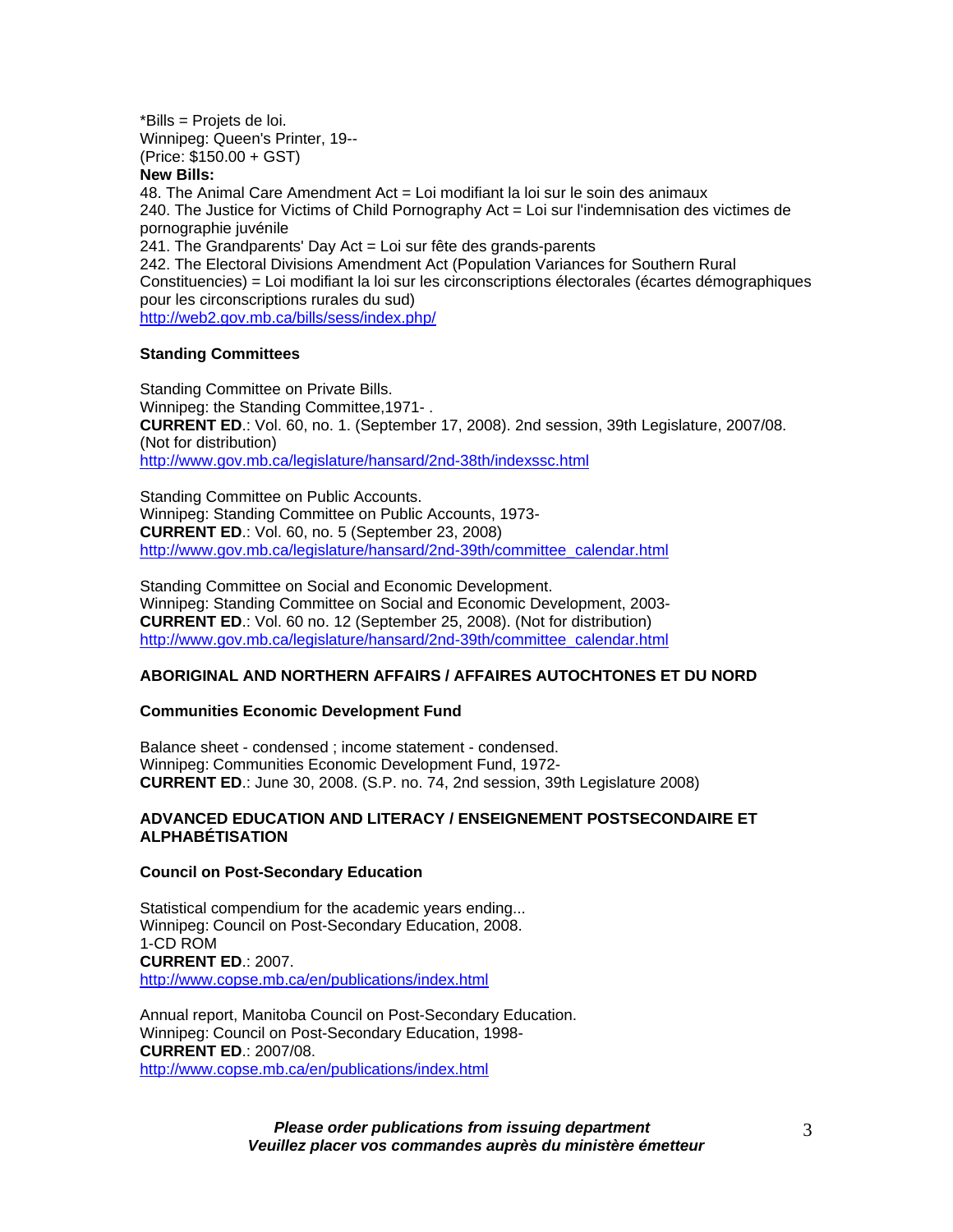*Bills = Projets de loi.
Winnipeg: Queen's Printer, 19--
(Price: $150.00 + GST)

**New Bills:**

48. The Animal Care Amendment Act = Loi modifiant la loi sur le soin des animaux
240. The Justice for Victims of Child Pornography Act = Loi sur l'indemnisation des victimes de pornographie juvénile
241. The Grandparents' Day Act = Loi sur fête des grands-parents
242. The Electoral Divisions Amendment Act (Population Variances for Southern Rural Constituencies) = Loi modifiant la loi sur les circonscriptions électorales (écartes démographiques pour les circonscriptions rurales du sud)

http://web2.gov.mb.ca/bills/sess/index.php/

### Standing Committees

Standing Committee on Private Bills.
Winnipeg: the Standing Committee,1971- .
**CURRENT ED**.: Vol. 60, no. 1. (September 17, 2008). 2nd session, 39th Legislature, 2007/08. (Not for distribution)
http://www.gov.mb.ca/legislature/hansard/2nd-38th/indexssc.html

Standing Committee on Public Accounts.
Winnipeg: Standing Committee on Public Accounts, 1973-
**CURRENT ED**.: Vol. 60, no. 5 (September 23, 2008)
http://www.gov.mb.ca/legislature/hansard/2nd-39th/committee_calendar.html

Standing Committee on Social and Economic Development.
Winnipeg: Standing Committee on Social and Economic Development, 2003-
**CURRENT ED**.: Vol. 60 no. 12 (September 25, 2008). (Not for distribution)
http://www.gov.mb.ca/legislature/hansard/2nd-39th/committee_calendar.html

## ABORIGINAL AND NORTHERN AFFAIRS / AFFAIRES AUTOCHTONES ET DU NORD

### Communities Economic Development Fund

Balance sheet - condensed ; income statement - condensed.
Winnipeg: Communities Economic Development Fund, 1972-
**CURRENT ED**.: June 30, 2008. (S.P. no. 74, 2nd session, 39th Legislature 2008)

## ADVANCED EDUCATION AND LITERACY / ENSEIGNEMENT POSTSECONDAIRE ET ALPHABÉTISATION

### Council on Post-Secondary Education

Statistical compendium for the academic years ending...
Winnipeg: Council on Post-Secondary Education, 2008.
1-CD ROM
**CURRENT ED**.: 2007.
http://www.copse.mb.ca/en/publications/index.html

Annual report, Manitoba Council on Post-Secondary Education.
Winnipeg: Council on Post-Secondary Education, 1998-
**CURRENT ED**.: 2007/08.
http://www.copse.mb.ca/en/publications/index.html

***Please order publications from issuing department***
***Veuillez placer vos commandes auprès du ministère émetteur***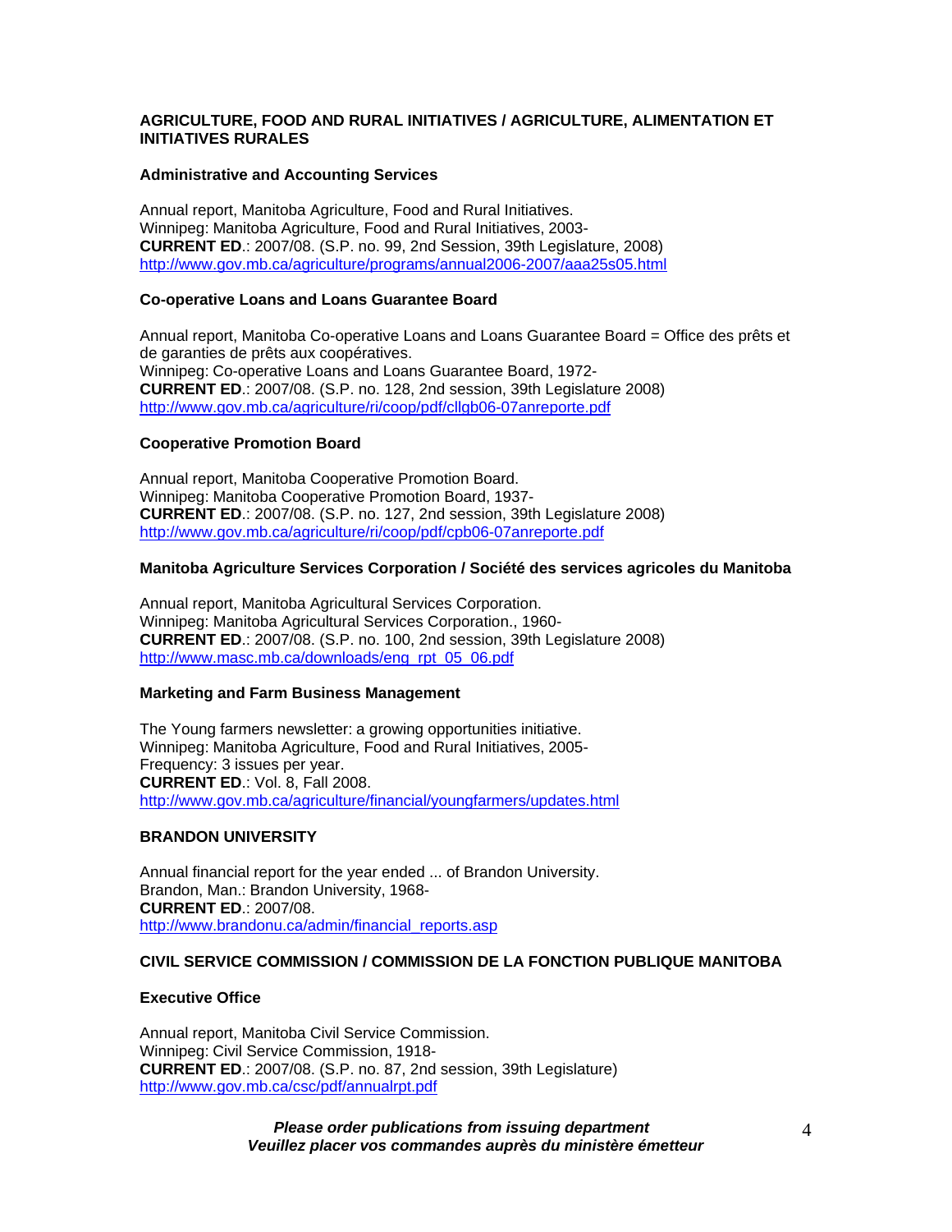## AGRICULTURE, FOOD AND RURAL INITIATIVES / AGRICULTURE, ALIMENTATION ET INITIATIVES RURALES

### Administrative and Accounting Services

Annual report, Manitoba Agriculture, Food and Rural Initiatives.
Winnipeg: Manitoba Agriculture, Food and Rural Initiatives, 2003-
**CURRENT ED**.: 2007/08. (S.P. no. 99, 2nd Session, 39th Legislature, 2008)
http://www.gov.mb.ca/agriculture/programs/annual2006-2007/aaa25s05.html

### Co-operative Loans and Loans Guarantee Board

Annual report, Manitoba Co-operative Loans and Loans Guarantee Board = Office des prêts et de garanties de prêts aux coopératives.
Winnipeg: Co-operative Loans and Loans Guarantee Board, 1972-
**CURRENT ED**.: 2007/08. (S.P. no. 128, 2nd session, 39th Legislature 2008)
http://www.gov.mb.ca/agriculture/ri/coop/pdf/cllgb06-07anreporte.pdf

### Cooperative Promotion Board

Annual report, Manitoba Cooperative Promotion Board.
Winnipeg: Manitoba Cooperative Promotion Board, 1937-
**CURRENT ED**.: 2007/08. (S.P. no. 127, 2nd session, 39th Legislature 2008)
http://www.gov.mb.ca/agriculture/ri/coop/pdf/cpb06-07anreporte.pdf

### Manitoba Agriculture Services Corporation / Société des services agricoles du Manitoba

Annual report, Manitoba Agricultural Services Corporation.
Winnipeg: Manitoba Agricultural Services Corporation., 1960-
**CURRENT ED**.: 2007/08. (S.P. no. 100, 2nd session, 39th Legislature 2008)
http://www.masc.mb.ca/downloads/eng_rpt_05_06.pdf

### Marketing and Farm Business Management

The Young farmers newsletter: a growing opportunities initiative.
Winnipeg: Manitoba Agriculture, Food and Rural Initiatives, 2005-
Frequency: 3 issues per year.
**CURRENT ED**.: Vol. 8, Fall 2008.
http://www.gov.mb.ca/agriculture/financial/youngfarmers/updates.html

## BRANDON UNIVERSITY

Annual financial report for the year ended ... of Brandon University.
Brandon, Man.: Brandon University, 1968-
**CURRENT ED**.: 2007/08.
http://www.brandonu.ca/admin/financial_reports.asp

## CIVIL SERVICE COMMISSION / COMMISSION DE LA FONCTION PUBLIQUE MANITOBA

### Executive Office

Annual report, Manitoba Civil Service Commission.
Winnipeg: Civil Service Commission, 1918-
**CURRENT ED**.: 2007/08. (S.P. no. 87, 2nd session, 39th Legislature)
http://www.gov.mb.ca/csc/pdf/annualrpt.pdf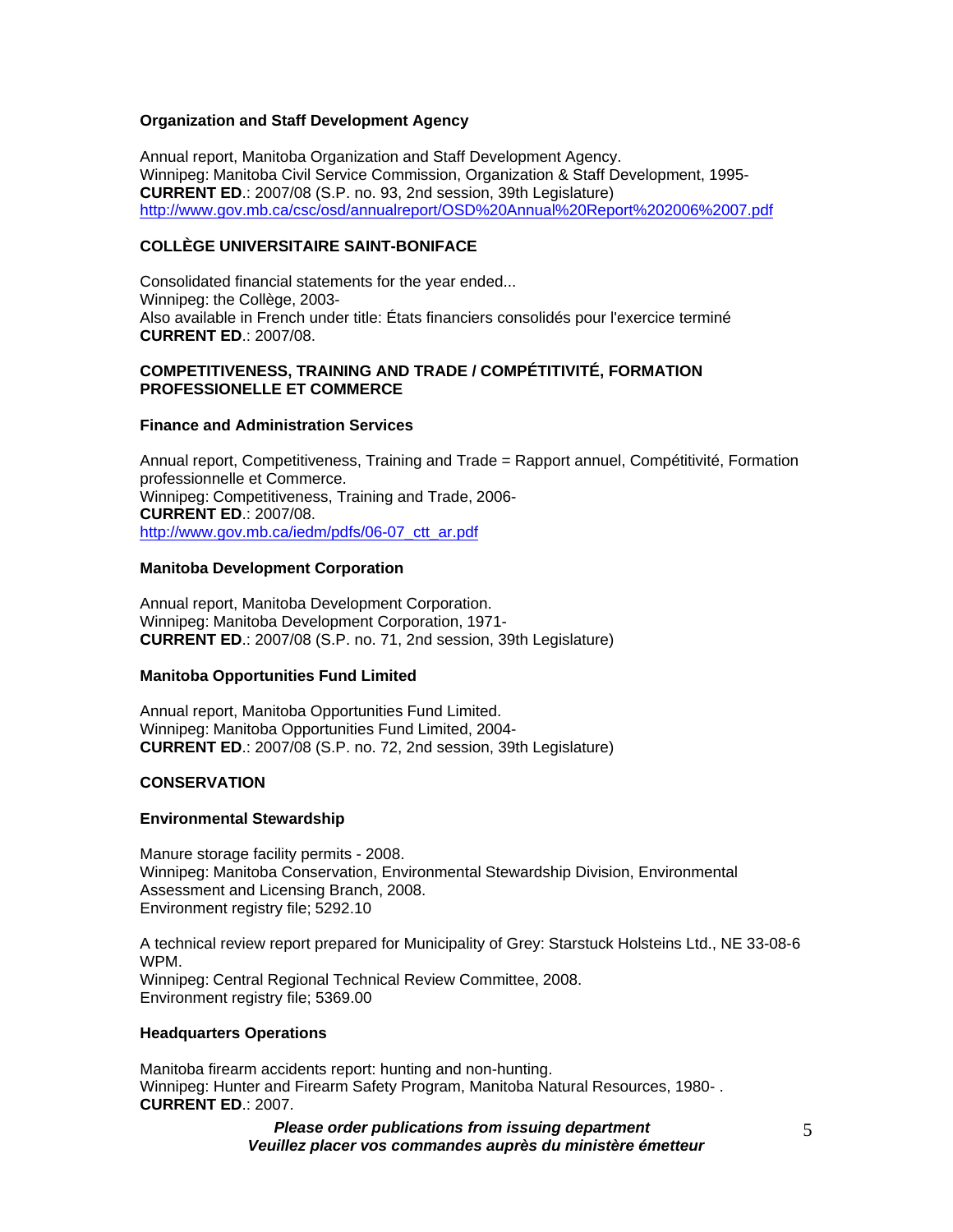**Organization and Staff Development Agency**

Annual report, Manitoba Organization and Staff Development Agency.
Winnipeg: Manitoba Civil Service Commission, Organization & Staff Development, 1995-
**CURRENT ED**.: 2007/08 (S.P. no. 93, 2nd session, 39th Legislature)
http://www.gov.mb.ca/csc/osd/annualreport/OSD%20Annual%20Report%202006%2007.pdf

## COLLÈGE UNIVERSITAIRE SAINT-BONIFACE

Consolidated financial statements for the year ended...
Winnipeg: the Collège, 2003-
Also available in French under title: États financiers consolidés pour l'exercice terminé
**CURRENT ED**.: 2007/08.

## COMPETITIVENESS, TRAINING AND TRADE / COMPÉTITIVITÉ, FORMATION PROFESSIONELLE ET COMMERCE

**Finance and Administration Services**

Annual report, Competitiveness, Training and Trade = Rapport annuel, Compétitivité, Formation professionnelle et Commerce.
Winnipeg: Competitiveness, Training and Trade, 2006-
**CURRENT ED**.: 2007/08.
http://www.gov.mb.ca/iedm/pdfs/06-07_ctt_ar.pdf

**Manitoba Development Corporation**

Annual report, Manitoba Development Corporation.
Winnipeg: Manitoba Development Corporation, 1971-
**CURRENT ED**.: 2007/08 (S.P. no. 71, 2nd session, 39th Legislature)

**Manitoba Opportunities Fund Limited**

Annual report, Manitoba Opportunities Fund Limited.
Winnipeg: Manitoba Opportunities Fund Limited, 2004-
**CURRENT ED**.: 2007/08 (S.P. no. 72, 2nd session, 39th Legislature)

## CONSERVATION

**Environmental Stewardship**

Manure storage facility permits - 2008.
Winnipeg: Manitoba Conservation, Environmental Stewardship Division, Environmental Assessment and Licensing Branch, 2008.
Environment registry file; 5292.10

A technical review report prepared for Municipality of Grey: Starstuck Holsteins Ltd., NE 33-08-6 WPM.
Winnipeg: Central Regional Technical Review Committee, 2008.
Environment registry file; 5369.00

**Headquarters Operations**

Manitoba firearm accidents report: hunting and non-hunting.
Winnipeg: Hunter and Firearm Safety Program, Manitoba Natural Resources, 1980- .
**CURRENT ED**.: 2007.

***Please order publications from issuing department***
***Veuillez placer vos commandes auprès du ministère émetteur***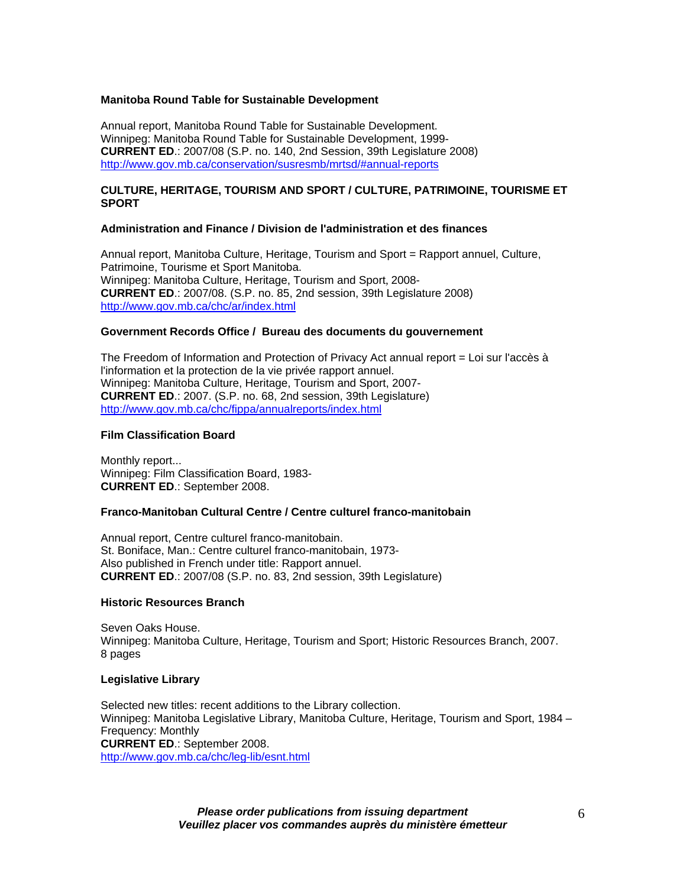**Manitoba Round Table for Sustainable Development**

Annual report, Manitoba Round Table for Sustainable Development.
Winnipeg: Manitoba Round Table for Sustainable Development, 1999-
**CURRENT ED**.: 2007/08 (S.P. no. 140, 2nd Session, 39th Legislature 2008)
http://www.gov.mb.ca/conservation/susresmb/mrtsd/#annual-reports

## CULTURE, HERITAGE, TOURISM AND SPORT / CULTURE, PATRIMOINE, TOURISME ET SPORT

**Administration and Finance / Division de l'administration et des finances**

Annual report, Manitoba Culture, Heritage, Tourism and Sport = Rapport annuel, Culture, Patrimoine, Tourisme et Sport Manitoba.
Winnipeg: Manitoba Culture, Heritage, Tourism and Sport, 2008-
**CURRENT ED**.: 2007/08. (S.P. no. 85, 2nd session, 39th Legislature 2008)
http://www.gov.mb.ca/chc/ar/index.html

**Government Records Office / Bureau des documents du gouvernement**

The Freedom of Information and Protection of Privacy Act annual report = Loi sur l'accès à l'information et la protection de la vie privée rapport annuel.
Winnipeg: Manitoba Culture, Heritage, Tourism and Sport, 2007-
**CURRENT ED**.: 2007. (S.P. no. 68, 2nd session, 39th Legislature)
http://www.gov.mb.ca/chc/fippa/annualreports/index.html

**Film Classification Board**

Monthly report...
Winnipeg: Film Classification Board, 1983-
**CURRENT ED**.: September 2008.

**Franco-Manitoban Cultural Centre / Centre culturel franco-manitobain**

Annual report, Centre culturel franco-manitobain.
St. Boniface, Man.: Centre culturel franco-manitobain, 1973-
Also published in French under title: Rapport annuel.
**CURRENT ED**.: 2007/08 (S.P. no. 83, 2nd session, 39th Legislature)

**Historic Resources Branch**

Seven Oaks House.
Winnipeg: Manitoba Culture, Heritage, Tourism and Sport; Historic Resources Branch, 2007.
8 pages

**Legislative Library**

Selected new titles: recent additions to the Library collection.
Winnipeg: Manitoba Legislative Library, Manitoba Culture, Heritage, Tourism and Sport, 1984 –
Frequency: Monthly
**CURRENT ED**.: September 2008.
http://www.gov.mb.ca/chc/leg-lib/esnt.html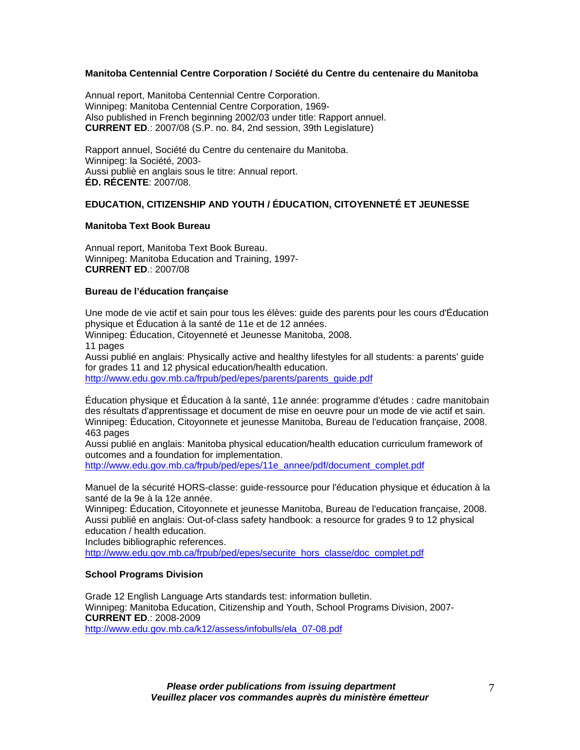**Manitoba Centennial Centre Corporation / Société du Centre du centenaire du Manitoba**

Annual report, Manitoba Centennial Centre Corporation.
Winnipeg: Manitoba Centennial Centre Corporation, 1969-
Also published in French beginning 2002/03 under title: Rapport annuel.
**CURRENT ED**.: 2007/08 (S.P. no. 84, 2nd session, 39th Legislature)

Rapport annuel, Société du Centre du centenaire du Manitoba.
Winnipeg: la Société, 2003-
Aussi publiè en anglais sous le titre: Annual report.
**ÉD. RÉCENTE**: 2007/08.

## EDUCATION, CITIZENSHIP AND YOUTH / ÉDUCATION, CITOYENNETÉ ET JEUNESSE

**Manitoba Text Book Bureau**

Annual report, Manitoba Text Book Bureau.
Winnipeg: Manitoba Education and Training, 1997-
**CURRENT ED**.: 2007/08

**Bureau de l'éducation française**

Une mode de vie actif et sain pour tous les élèves: guide des parents pour les cours d'Éducation physique et Éducation à la santé de 11e et de 12 années.
Winnipeg: Éducation, Citoyenneté et Jeunesse Manitoba, 2008.
11 pages
Aussi publié en anglais: Physically active and healthy lifestyles for all students: a parents' guide for grades 11 and 12 physical education/health education.
http://www.edu.gov.mb.ca/frpub/ped/epes/parents/parents_guide.pdf

Éducation physique et Éducation à la santé, 11e année: programme d'études : cadre manitobain des résultats d'apprentissage et document de mise en oeuvre pour un mode de vie actif et sain.
Winnipeg: Éducation, Citoyonnete et jeunesse Manitoba, Bureau de l'education française, 2008.
463 pages
Aussi publié en anglais: Manitoba physical education/health education curriculum framework of outcomes and a foundation for implementation.
http://www.edu.gov.mb.ca/frpub/ped/epes/11e_annee/pdf/document_complet.pdf

Manuel de la sécurité HORS-classe: guide-ressource pour l'éducation physique et éducation à la santé de la 9e à la 12e année.
Winnipeg: Éducation, Citoyonnete et jeunesse Manitoba, Bureau de l'education française, 2008.
Aussi publié en anglais: Out-of-class safety handbook: a resource for grades 9 to 12 physical education / health education.
Includes bibliographic references.
http://www.edu.gov.mb.ca/frpub/ped/epes/securite_hors_classe/doc_complet.pdf

**School Programs Division**

Grade 12 English Language Arts standards test: information bulletin.
Winnipeg: Manitoba Education, Citizenship and Youth, School Programs Division, 2007-
**CURRENT ED**.: 2008-2009
http://www.edu.gov.mb.ca/k12/assess/infobulls/ela_07-08.pdf

***Please order publications from issuing department***
***Veuillez placer vos commandes auprès du ministère émetteur***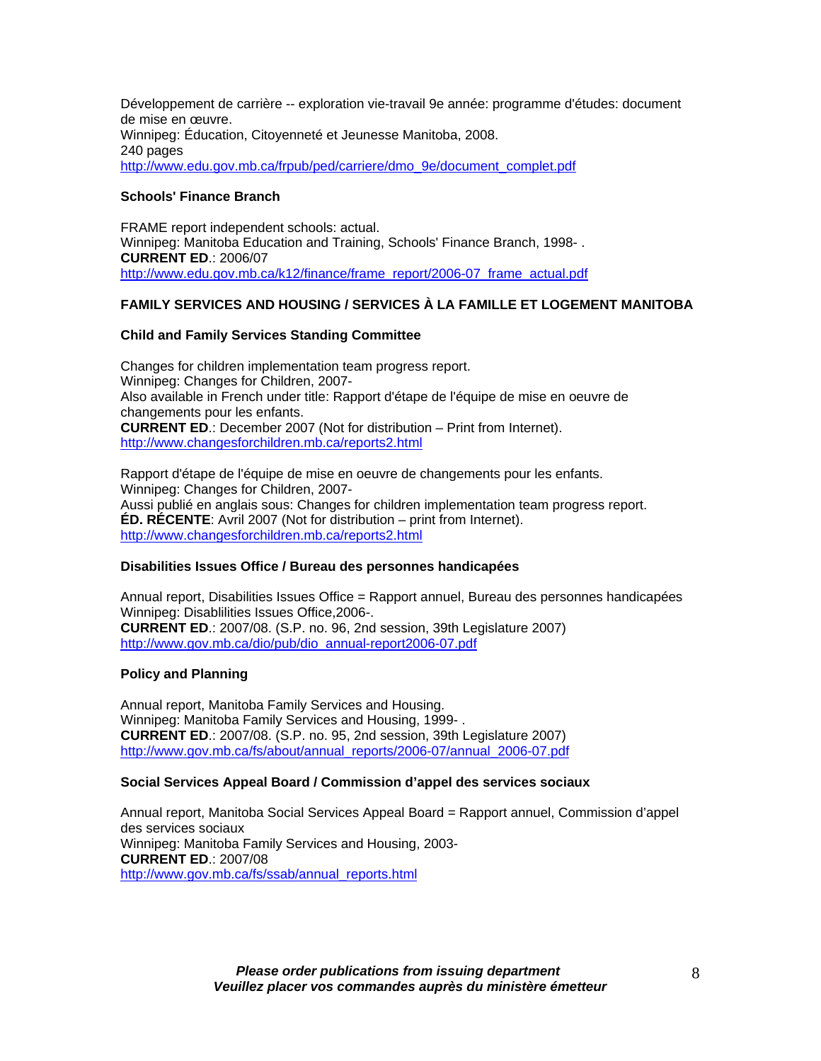Développement de carrière -- exploration vie-travail 9e année: programme d'études: document de mise en œuvre.
Winnipeg: Éducation, Citoyenneté et Jeunesse Manitoba, 2008.
240 pages
http://www.edu.gov.mb.ca/frpub/ped/carriere/dmo_9e/document_complet.pdf

**Schools' Finance Branch**

FRAME report independent schools: actual.
Winnipeg: Manitoba Education and Training, Schools' Finance Branch, 1998- .
**CURRENT ED**.: 2006/07
http://www.edu.gov.mb.ca/k12/finance/frame_report/2006-07_frame_actual.pdf

## FAMILY SERVICES AND HOUSING / SERVICES À LA FAMILLE ET LOGEMENT MANITOBA

**Child and Family Services Standing Committee**

Changes for children implementation team progress report.
Winnipeg: Changes for Children, 2007-
Also available in French under title: Rapport d'étape de l'équipe de mise en oeuvre de changements pour les enfants.
**CURRENT ED**.: December 2007 (Not for distribution – Print from Internet).
http://www.changesforchildren.mb.ca/reports2.html

Rapport d'étape de l'équipe de mise en oeuvre de changements pour les enfants.
Winnipeg: Changes for Children, 2007-
Aussi publié en anglais sous: Changes for children implementation team progress report.
**ÉD. RÉCENTE**: Avril 2007 (Not for distribution – print from Internet).
http://www.changesforchildren.mb.ca/reports2.html

**Disabilities Issues Office / Bureau des personnes handicapées**

Annual report, Disabilities Issues Office = Rapport annuel, Bureau des personnes handicapées
Winnipeg: Disablilities Issues Office,2006-.
**CURRENT ED**.: 2007/08. (S.P. no. 96, 2nd session, 39th Legislature 2007)
http://www.gov.mb.ca/dio/pub/dio_annual-report2006-07.pdf

**Policy and Planning**

Annual report, Manitoba Family Services and Housing.
Winnipeg: Manitoba Family Services and Housing, 1999- .
**CURRENT ED**.: 2007/08. (S.P. no. 95, 2nd session, 39th Legislature 2007)
http://www.gov.mb.ca/fs/about/annual_reports/2006-07/annual_2006-07.pdf

**Social Services Appeal Board / Commission d'appel des services sociaux**

Annual report, Manitoba Social Services Appeal Board = Rapport annuel, Commission d'appel des services sociaux
Winnipeg: Manitoba Family Services and Housing, 2003-
**CURRENT ED**.: 2007/08
http://www.gov.mb.ca/fs/ssab/annual_reports.html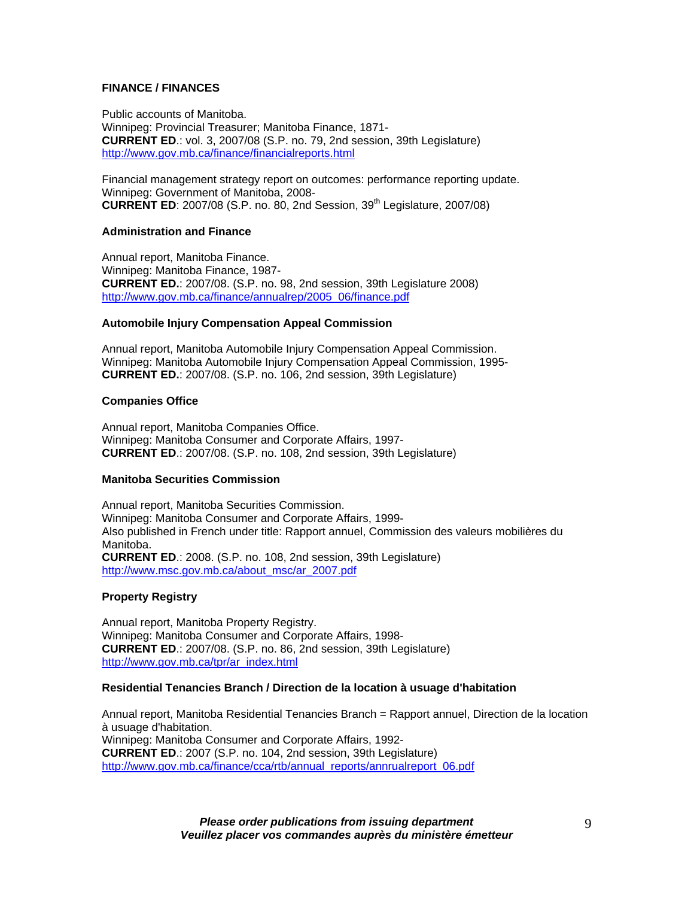## FINANCE / FINANCES

Public accounts of Manitoba.
Winnipeg: Provincial Treasurer; Manitoba Finance, 1871-
**CURRENT ED**.: vol. 3, 2007/08 (S.P. no. 79, 2nd session, 39th Legislature)
http://www.gov.mb.ca/finance/financialreports.html

Financial management strategy report on outcomes: performance reporting update.
Winnipeg: Government of Manitoba, 2008-
**CURRENT ED**: 2007/08 (S.P. no. 80, 2nd Session, 39th Legislature, 2007/08)

### Administration and Finance

Annual report, Manitoba Finance.
Winnipeg: Manitoba Finance, 1987-
**CURRENT ED.**: 2007/08. (S.P. no. 98, 2nd session, 39th Legislature 2008)
http://www.gov.mb.ca/finance/annualrep/2005_06/finance.pdf

### Automobile Injury Compensation Appeal Commission

Annual report, Manitoba Automobile Injury Compensation Appeal Commission.
Winnipeg: Manitoba Automobile Injury Compensation Appeal Commission, 1995-
**CURRENT ED.**: 2007/08. (S.P. no. 106, 2nd session, 39th Legislature)

### Companies Office

Annual report, Manitoba Companies Office.
Winnipeg: Manitoba Consumer and Corporate Affairs, 1997-
**CURRENT ED**.: 2007/08. (S.P. no. 108, 2nd session, 39th Legislature)

### Manitoba Securities Commission

Annual report, Manitoba Securities Commission.
Winnipeg: Manitoba Consumer and Corporate Affairs, 1999-
Also published in French under title: Rapport annuel, Commission des valeurs mobilières du Manitoba.
**CURRENT ED**.: 2008. (S.P. no. 108, 2nd session, 39th Legislature)
http://www.msc.gov.mb.ca/about_msc/ar_2007.pdf

### Property Registry

Annual report, Manitoba Property Registry.
Winnipeg: Manitoba Consumer and Corporate Affairs, 1998-
**CURRENT ED**.: 2007/08. (S.P. no. 86, 2nd session, 39th Legislature)
http://www.gov.mb.ca/tpr/ar_index.html

### Residential Tenancies Branch / Direction de la location à usage d'habitation

Annual report, Manitoba Residential Tenancies Branch = Rapport annuel, Direction de la location à usage d'habitation.
Winnipeg: Manitoba Consumer and Corporate Affairs, 1992-
**CURRENT ED**.: 2007 (S.P. no. 104, 2nd session, 39th Legislature)
http://www.gov.mb.ca/finance/cca/rtb/annual_reports/annrualreport_06.pdf

***Please order publications from issuing department***
***Veuillez placer vos commandes auprès du ministère émetteur***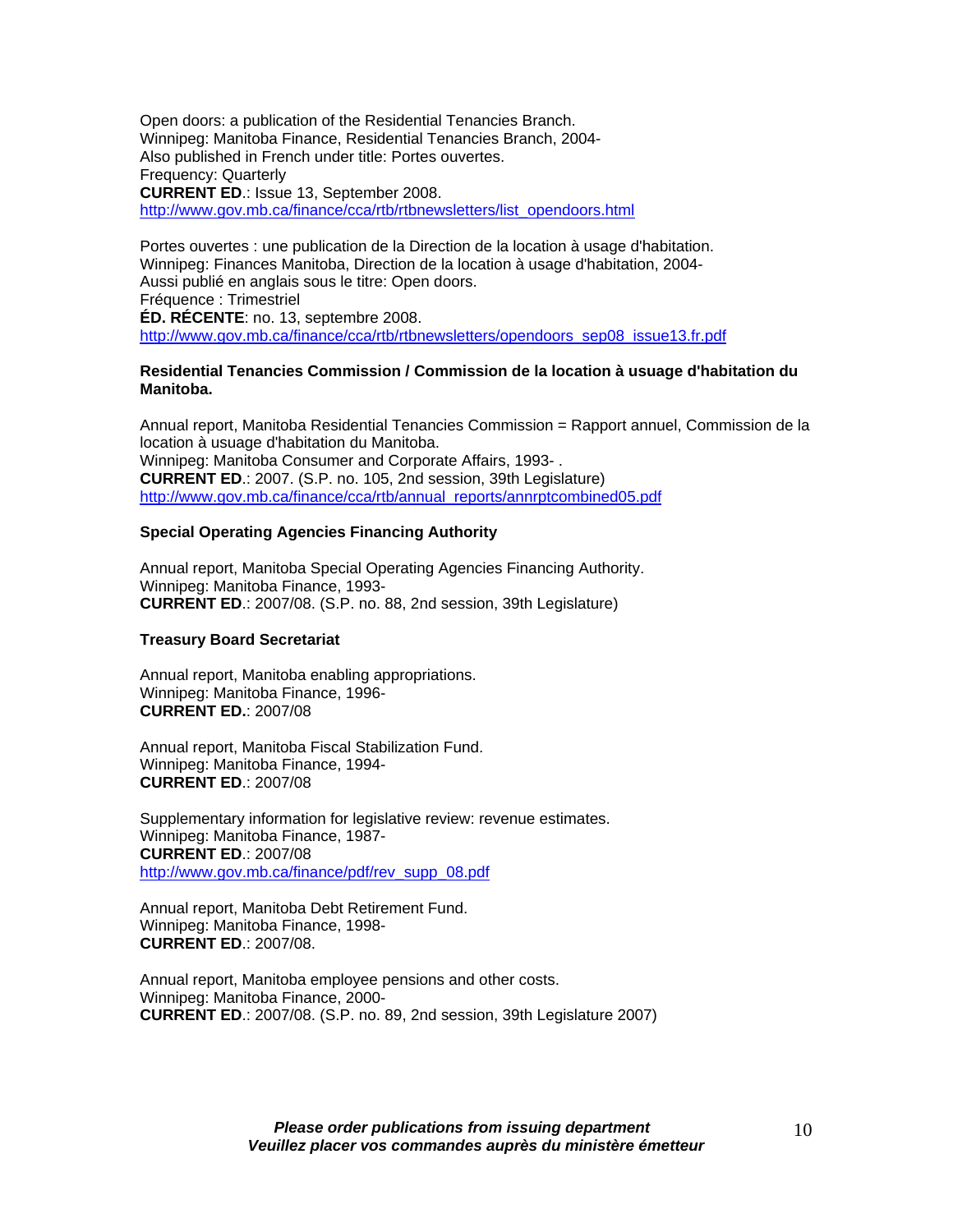Open doors: a publication of the Residential Tenancies Branch.
Winnipeg: Manitoba Finance, Residential Tenancies Branch, 2004-
Also published in French under title: Portes ouvertes.
Frequency: Quarterly
**CURRENT ED**.: Issue 13, September 2008.
http://www.gov.mb.ca/finance/cca/rtb/rtbnewsletters/list_opendoors.html

Portes ouvertes : une publication de la Direction de la location à usage d'habitation.
Winnipeg: Finances Manitoba, Direction de la location à usage d'habitation, 2004-
Aussi publié en anglais sous le titre: Open doors.
Fréquence : Trimestriel
**ÉD. RÉCENTE**: no. 13, septembre 2008.
http://www.gov.mb.ca/finance/cca/rtb/rtbnewsletters/opendoors_sep08_issue13.fr.pdf

**Residential Tenancies Commission / Commission de la location à usage d'habitation du Manitoba.**

Annual report, Manitoba Residential Tenancies Commission = Rapport annuel, Commission de la location à usage d'habitation du Manitoba.
Winnipeg: Manitoba Consumer and Corporate Affairs, 1993- .
**CURRENT ED**.: 2007. (S.P. no. 105, 2nd session, 39th Legislature)
http://www.gov.mb.ca/finance/cca/rtb/annual_reports/annrptcombined05.pdf

**Special Operating Agencies Financing Authority**

Annual report, Manitoba Special Operating Agencies Financing Authority.
Winnipeg: Manitoba Finance, 1993-
**CURRENT ED**.: 2007/08. (S.P. no. 88, 2nd session, 39th Legislature)

**Treasury Board Secretariat**

Annual report, Manitoba enabling appropriations.
Winnipeg: Manitoba Finance, 1996-
**CURRENT ED.**: 2007/08

Annual report, Manitoba Fiscal Stabilization Fund.
Winnipeg: Manitoba Finance, 1994-
**CURRENT ED**.: 2007/08

Supplementary information for legislative review: revenue estimates.
Winnipeg: Manitoba Finance, 1987-
**CURRENT ED**.: 2007/08
http://www.gov.mb.ca/finance/pdf/rev_supp_08.pdf

Annual report, Manitoba Debt Retirement Fund.
Winnipeg: Manitoba Finance, 1998-
**CURRENT ED**.: 2007/08.

Annual report, Manitoba employee pensions and other costs.
Winnipeg: Manitoba Finance, 2000-
**CURRENT ED**.: 2007/08. (S.P. no. 89, 2nd session, 39th Legislature 2007)

***Please order publications from issuing department***
***Veuillez placer vos commandes auprès du ministère émetteur***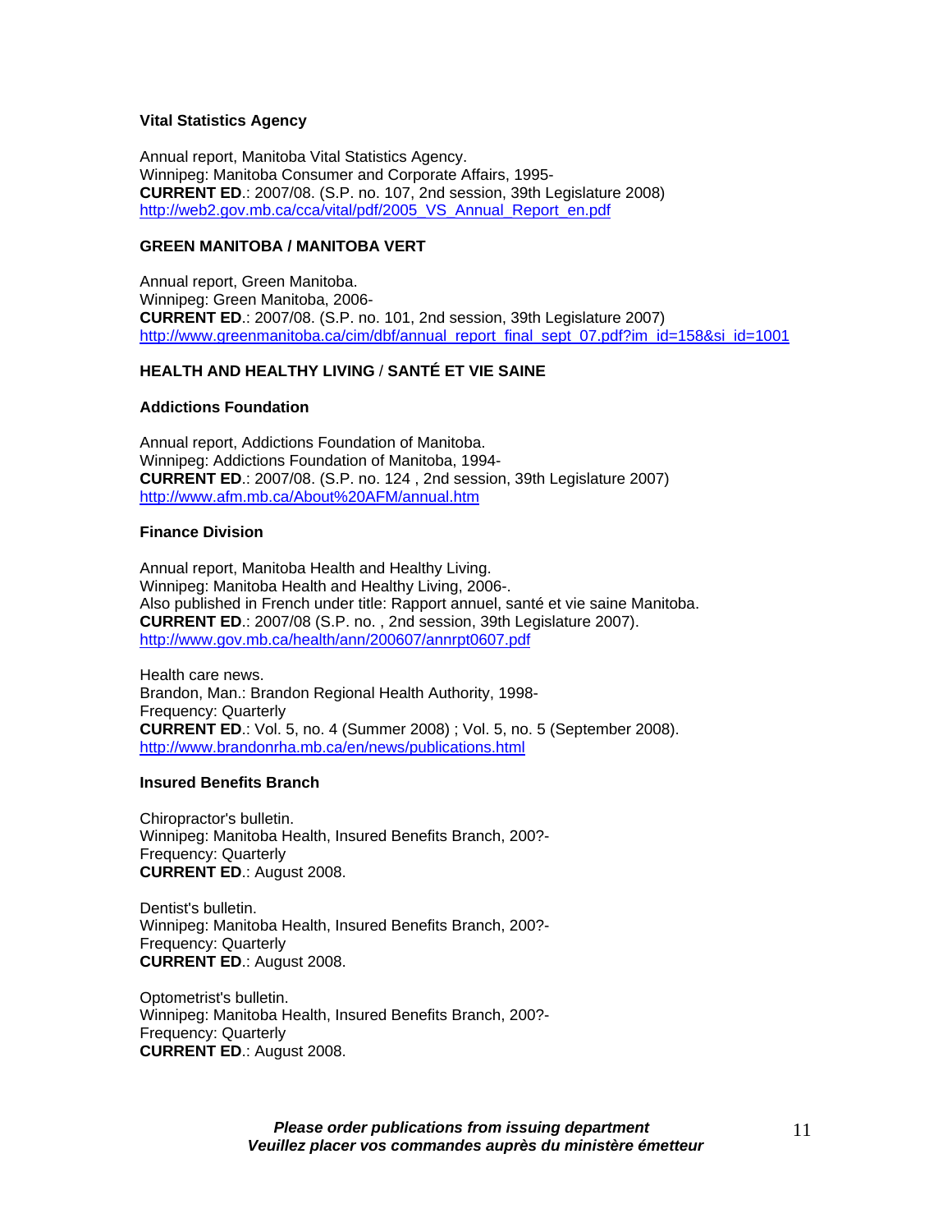### Vital Statistics Agency

Annual report, Manitoba Vital Statistics Agency.
Winnipeg: Manitoba Consumer and Corporate Affairs, 1995-
**CURRENT ED**.: 2007/08. (S.P. no. 107, 2nd session, 39th Legislature 2008)
http://web2.gov.mb.ca/cca/vital/pdf/2005_VS_Annual_Report_en.pdf

## GREEN MANITOBA / MANITOBA VERT

Annual report, Green Manitoba.
Winnipeg: Green Manitoba, 2006-
**CURRENT ED**.: 2007/08. (S.P. no. 101, 2nd session, 39th Legislature 2007)
http://www.greenmanitoba.ca/cim/dbf/annual_report_final_sept_07.pdf?im_id=158&si_id=1001

## HEALTH AND HEALTHY LIVING / SANTÉ ET VIE SAINE

### Addictions Foundation

Annual report, Addictions Foundation of Manitoba.
Winnipeg: Addictions Foundation of Manitoba, 1994-
**CURRENT ED**.: 2007/08. (S.P. no. 124 , 2nd session, 39th Legislature 2007)
http://www.afm.mb.ca/About%20AFM/annual.htm

### Finance Division

Annual report, Manitoba Health and Healthy Living.
Winnipeg: Manitoba Health and Healthy Living, 2006-.
Also published in French under title: Rapport annuel, santé et vie saine Manitoba.
**CURRENT ED**.: 2007/08 (S.P. no. , 2nd session, 39th Legislature 2007).
http://www.gov.mb.ca/health/ann/200607/annrpt0607.pdf

Health care news.
Brandon, Man.: Brandon Regional Health Authority, 1998-
Frequency: Quarterly
**CURRENT ED**.: Vol. 5, no. 4 (Summer 2008) ; Vol. 5, no. 5 (September 2008).
http://www.brandonrha.mb.ca/en/news/publications.html

### Insured Benefits Branch

Chiropractor's bulletin.
Winnipeg: Manitoba Health, Insured Benefits Branch, 200?-
Frequency: Quarterly
**CURRENT ED**.: August 2008.

Dentist's bulletin.
Winnipeg: Manitoba Health, Insured Benefits Branch, 200?-
Frequency: Quarterly
**CURRENT ED**.: August 2008.

Optometrist's bulletin.
Winnipeg: Manitoba Health, Insured Benefits Branch, 200?-
Frequency: Quarterly
**CURRENT ED**.: August 2008.

***Please order publications from issuing department***
***Veuillez placer vos commandes auprès du ministère émetteur***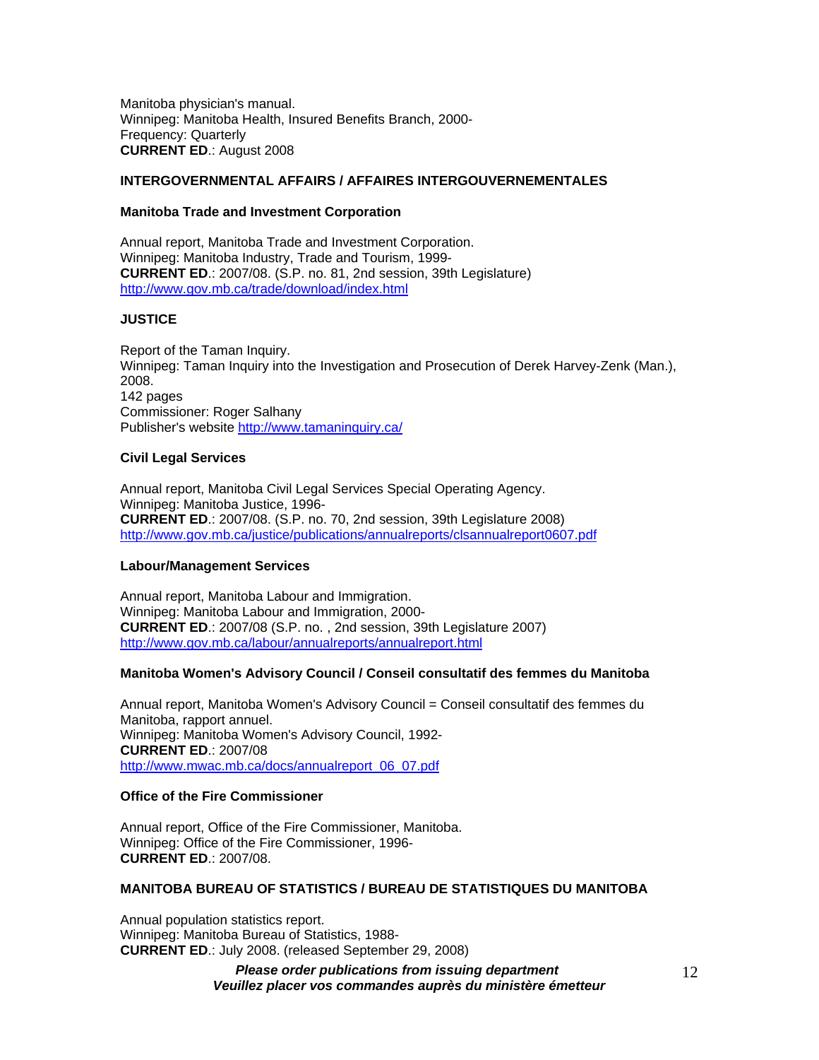Manitoba physician's manual.
Winnipeg: Manitoba Health, Insured Benefits Branch, 2000-
Frequency: Quarterly
**CURRENT ED**.: August 2008

## INTERGOVERNMENTAL AFFAIRS / AFFAIRES INTERGOUVERNEMENTALES

### Manitoba Trade and Investment Corporation

Annual report, Manitoba Trade and Investment Corporation.
Winnipeg: Manitoba Industry, Trade and Tourism, 1999-
**CURRENT ED**.: 2007/08. (S.P. no. 81, 2nd session, 39th Legislature)
http://www.gov.mb.ca/trade/download/index.html

## JUSTICE

Report of the Taman Inquiry.
Winnipeg: Taman Inquiry into the Investigation and Prosecution of Derek Harvey-Zenk (Man.), 2008.
142 pages
Commissioner: Roger Salhany
Publisher's website http://www.tamaninquiry.ca/

### Civil Legal Services

Annual report, Manitoba Civil Legal Services Special Operating Agency.
Winnipeg: Manitoba Justice, 1996-
**CURRENT ED**.: 2007/08. (S.P. no. 70, 2nd session, 39th Legislature 2008)
http://www.gov.mb.ca/justice/publications/annualreports/clsannualreport0607.pdf

### Labour/Management Services

Annual report, Manitoba Labour and Immigration.
Winnipeg: Manitoba Labour and Immigration, 2000-
**CURRENT ED**.: 2007/08 (S.P. no. , 2nd session, 39th Legislature 2007)
http://www.gov.mb.ca/labour/annualreports/annualreport.html

### Manitoba Women's Advisory Council / Conseil consultatif des femmes du Manitoba

Annual report, Manitoba Women's Advisory Council = Conseil consultatif des femmes du Manitoba, rapport annuel.
Winnipeg: Manitoba Women's Advisory Council, 1992-
**CURRENT ED**.: 2007/08
http://www.mwac.mb.ca/docs/annualreport_06_07.pdf

### Office of the Fire Commissioner

Annual report, Office of the Fire Commissioner, Manitoba.
Winnipeg: Office of the Fire Commissioner, 1996-
**CURRENT ED**.: 2007/08.

## MANITOBA BUREAU OF STATISTICS / BUREAU DE STATISTIQUES DU MANITOBA

Annual population statistics report.
Winnipeg: Manitoba Bureau of Statistics, 1988-
**CURRENT ED**.: July 2008. (released September 29, 2008)

***Please order publications from issuing department***
***Veuillez placer vos commandes auprès du ministère émetteur***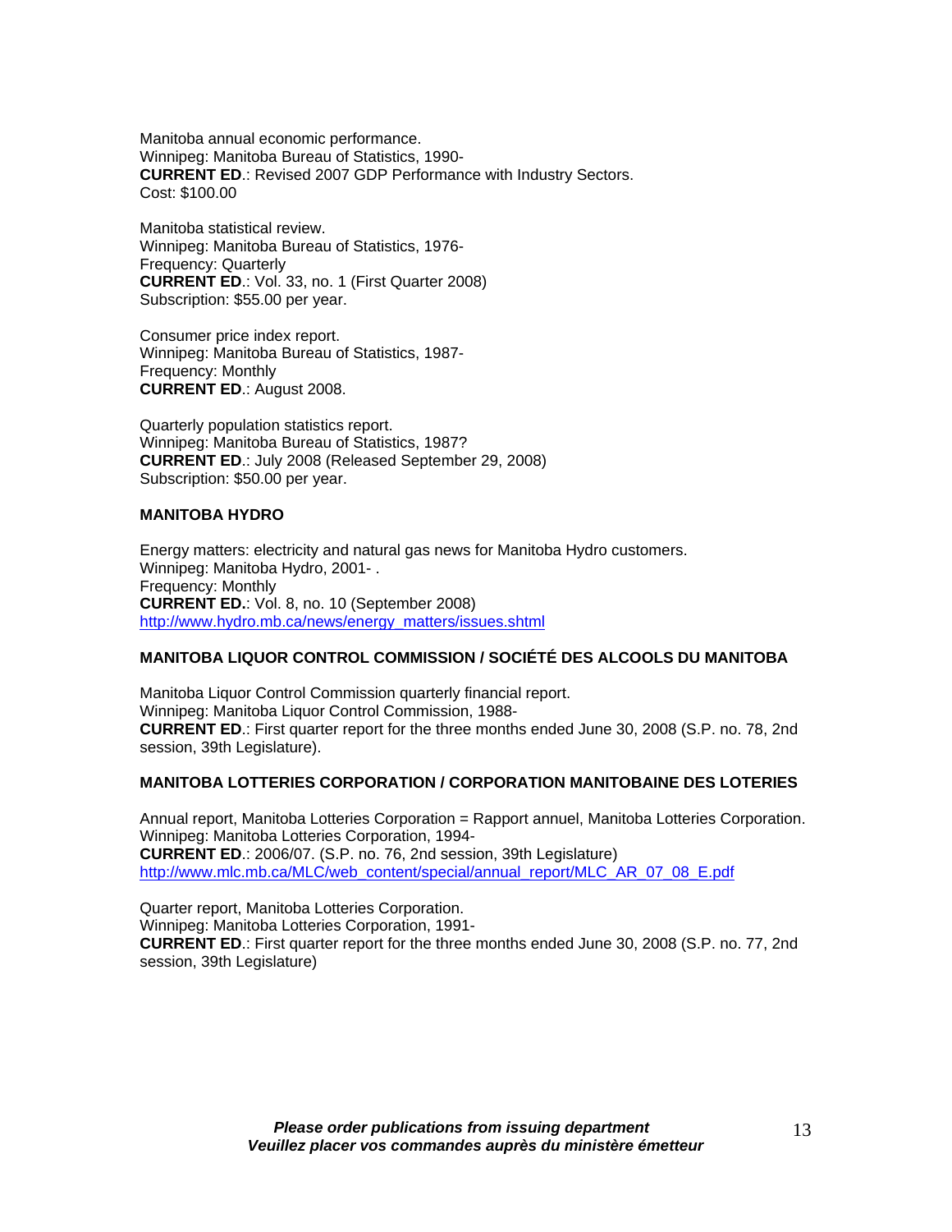Manitoba annual economic performance.
Winnipeg: Manitoba Bureau of Statistics, 1990-
**CURRENT ED**.: Revised 2007 GDP Performance with Industry Sectors.
Cost: $100.00

Manitoba statistical review.
Winnipeg: Manitoba Bureau of Statistics, 1976-
Frequency: Quarterly
**CURRENT ED**.: Vol. 33, no. 1 (First Quarter 2008)
Subscription: $55.00 per year.

Consumer price index report.
Winnipeg: Manitoba Bureau of Statistics, 1987-
Frequency: Monthly
**CURRENT ED**.: August 2008.

Quarterly population statistics report.
Winnipeg: Manitoba Bureau of Statistics, 1987?
**CURRENT ED**.: July 2008 (Released September 29, 2008)
Subscription: $50.00 per year.

**MANITOBA HYDRO**

Energy matters: electricity and natural gas news for Manitoba Hydro customers.
Winnipeg: Manitoba Hydro, 2001- .
Frequency: Monthly
**CURRENT ED.**: Vol. 8, no. 10 (September 2008)
http://www.hydro.mb.ca/news/energy_matters/issues.shtml

**MANITOBA LIQUOR CONTROL COMMISSION / SOCIÉTÉ DES ALCOOLS DU MANITOBA**

Manitoba Liquor Control Commission quarterly financial report.
Winnipeg: Manitoba Liquor Control Commission, 1988-
**CURRENT ED**.: First quarter report for the three months ended June 30, 2008 (S.P. no. 78, 2nd session, 39th Legislature).

**MANITOBA LOTTERIES CORPORATION / CORPORATION MANITOBAINE DES LOTERIES**

Annual report, Manitoba Lotteries Corporation = Rapport annuel, Manitoba Lotteries Corporation.
Winnipeg: Manitoba Lotteries Corporation, 1994-
**CURRENT ED**.: 2006/07. (S.P. no. 76, 2nd session, 39th Legislature)
http://www.mlc.mb.ca/MLC/web_content/special/annual_report/MLC_AR_07_08_E.pdf

Quarter report, Manitoba Lotteries Corporation.
Winnipeg: Manitoba Lotteries Corporation, 1991-
**CURRENT ED**.: First quarter report for the three months ended June 30, 2008 (S.P. no. 77, 2nd session, 39th Legislature)

***Please order publications from issuing department***
***Veuillez placer vos commandes auprès du ministère émetteur***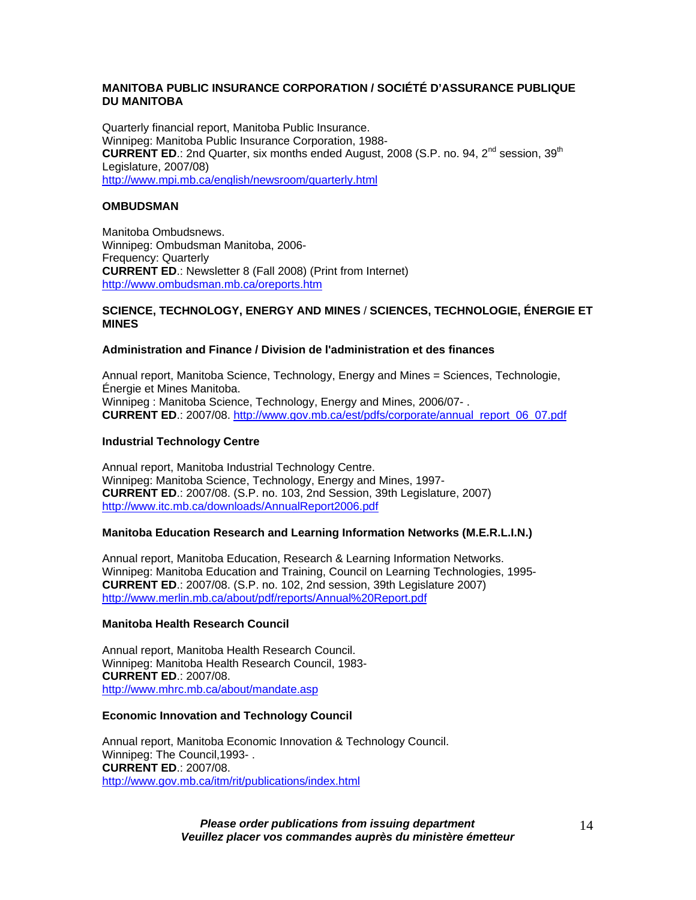**MANITOBA PUBLIC INSURANCE CORPORATION / SOCIÉTÉ D'ASSURANCE PUBLIQUE DU MANITOBA**

Quarterly financial report, Manitoba Public Insurance.
Winnipeg: Manitoba Public Insurance Corporation, 1988-
**CURRENT ED**.: 2nd Quarter, six months ended August, 2008 (S.P. no. 94, 2nd session, 39th Legislature, 2007/08)
http://www.mpi.mb.ca/english/newsroom/quarterly.html

**OMBUDSMAN**

Manitoba Ombudsnews.
Winnipeg: Ombudsman Manitoba, 2006-
Frequency: Quarterly
**CURRENT ED**.: Newsletter 8 (Fall 2008) (Print from Internet)
http://www.ombudsman.mb.ca/oreports.htm

**SCIENCE, TECHNOLOGY, ENERGY AND MINES / SCIENCES, TECHNOLOGIE, ÉNERGIE ET MINES**

**Administration and Finance / Division de l'administration et des finances**

Annual report, Manitoba Science, Technology, Energy and Mines = Sciences, Technologie, Énergie et Mines Manitoba.
Winnipeg : Manitoba Science, Technology, Energy and Mines, 2006/07- .
**CURRENT ED**.: 2007/08. http://www.gov.mb.ca/est/pdfs/corporate/annual_report_06_07.pdf

**Industrial Technology Centre**

Annual report, Manitoba Industrial Technology Centre.
Winnipeg: Manitoba Science, Technology, Energy and Mines, 1997-
**CURRENT ED**.: 2007/08. (S.P. no. 103, 2nd Session, 39th Legislature, 2007)
http://www.itc.mb.ca/downloads/AnnualReport2006.pdf

**Manitoba Education Research and Learning Information Networks (M.E.R.L.I.N.)**

Annual report, Manitoba Education, Research & Learning Information Networks.
Winnipeg: Manitoba Education and Training, Council on Learning Technologies, 1995-
**CURRENT ED**.: 2007/08. (S.P. no. 102, 2nd session, 39th Legislature 2007)
http://www.merlin.mb.ca/about/pdf/reports/Annual%20Report.pdf

**Manitoba Health Research Council**

Annual report, Manitoba Health Research Council.
Winnipeg: Manitoba Health Research Council, 1983-
**CURRENT ED**.: 2007/08.
http://www.mhrc.mb.ca/about/mandate.asp

**Economic Innovation and Technology Council**

Annual report, Manitoba Economic Innovation & Technology Council.
Winnipeg: The Council,1993- .
**CURRENT ED**.: 2007/08.
http://www.gov.mb.ca/itm/rit/publications/index.html

***Please order publications from issuing department***
***Veuillez placer vos commandes auprès du ministère émetteur***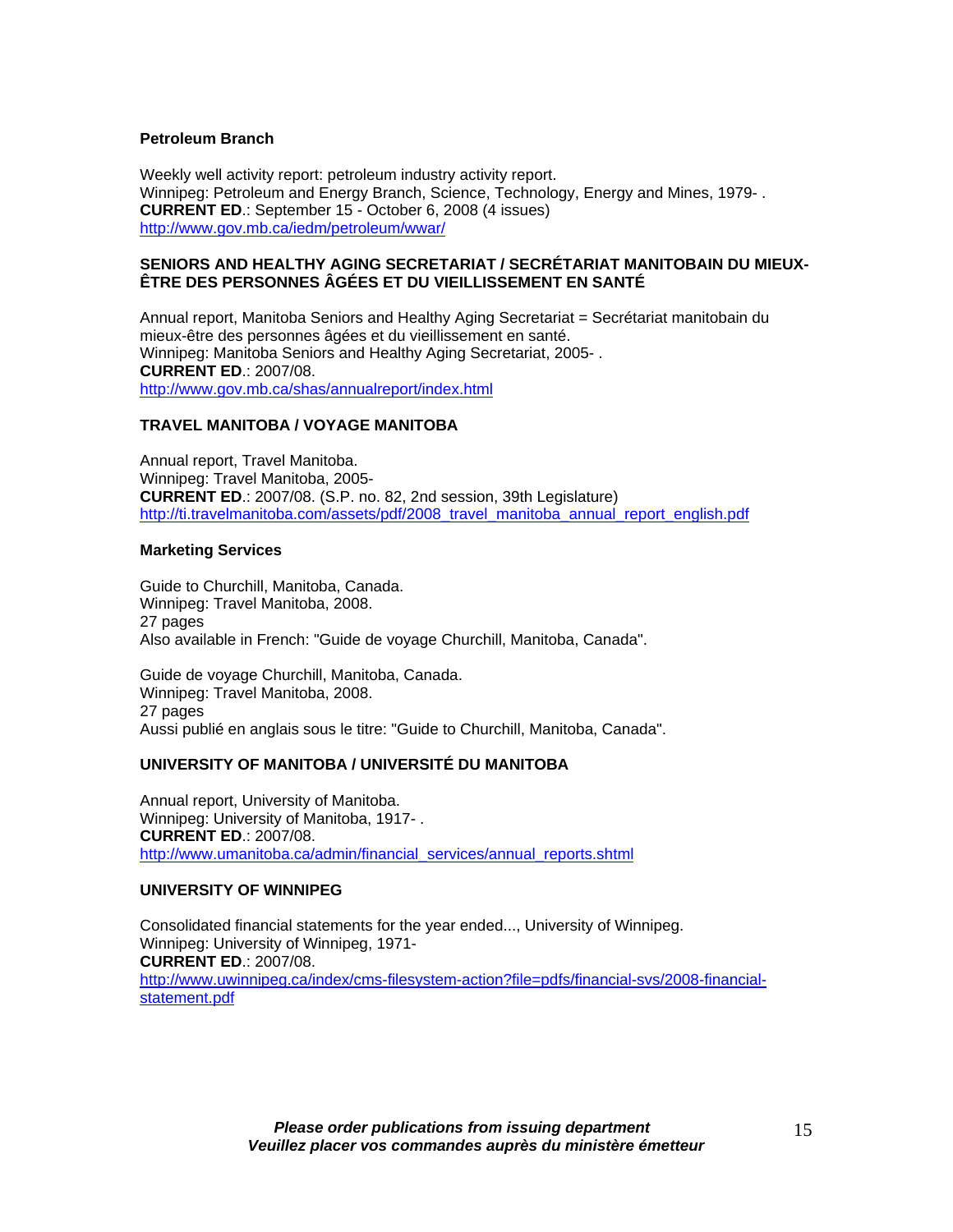#### Petroleum Branch

Weekly well activity report: petroleum industry activity report.
Winnipeg: Petroleum and Energy Branch, Science, Technology, Energy and Mines, 1979- .
**CURRENT ED**.: September 15 - October 6, 2008 (4 issues)
http://www.gov.mb.ca/iedm/petroleum/wwar/

### SENIORS AND HEALTHY AGING SECRETARIAT / SECRÉTARIAT MANITOBAIN DU MIEUX-ÊTRE DES PERSONNES ÂGÉES ET DU VIEILLISSEMENT EN SANTÉ

Annual report, Manitoba Seniors and Healthy Aging Secretariat = Secrétariat manitobain du mieux-être des personnes âgées et du vieillissement en santé.
Winnipeg: Manitoba Seniors and Healthy Aging Secretariat, 2005- .
**CURRENT ED**.: 2007/08.
http://www.gov.mb.ca/shas/annualreport/index.html

### TRAVEL MANITOBA / VOYAGE MANITOBA

Annual report, Travel Manitoba.
Winnipeg: Travel Manitoba, 2005-
**CURRENT ED**.: 2007/08. (S.P. no. 82, 2nd session, 39th Legislature)
http://ti.travelmanitoba.com/assets/pdf/2008_travel_manitoba_annual_report_english.pdf

#### Marketing Services

Guide to Churchill, Manitoba, Canada.
Winnipeg: Travel Manitoba, 2008.
27 pages
Also available in French: "Guide de voyage Churchill, Manitoba, Canada".

Guide de voyage Churchill, Manitoba, Canada.
Winnipeg: Travel Manitoba, 2008.
27 pages
Aussi publié en anglais sous le titre: "Guide to Churchill, Manitoba, Canada".

### UNIVERSITY OF MANITOBA / UNIVERSITÉ DU MANITOBA

Annual report, University of Manitoba.
Winnipeg: University of Manitoba, 1917- .
**CURRENT ED**.: 2007/08.
http://www.umanitoba.ca/admin/financial_services/annual_reports.shtml

### UNIVERSITY OF WINNIPEG

Consolidated financial statements for the year ended..., University of Winnipeg.
Winnipeg: University of Winnipeg, 1971-
**CURRENT ED**.: 2007/08.
http://www.uwinnipeg.ca/index/cms-filesystem-action?file=pdfs/financial-svs/2008-financial-statement.pdf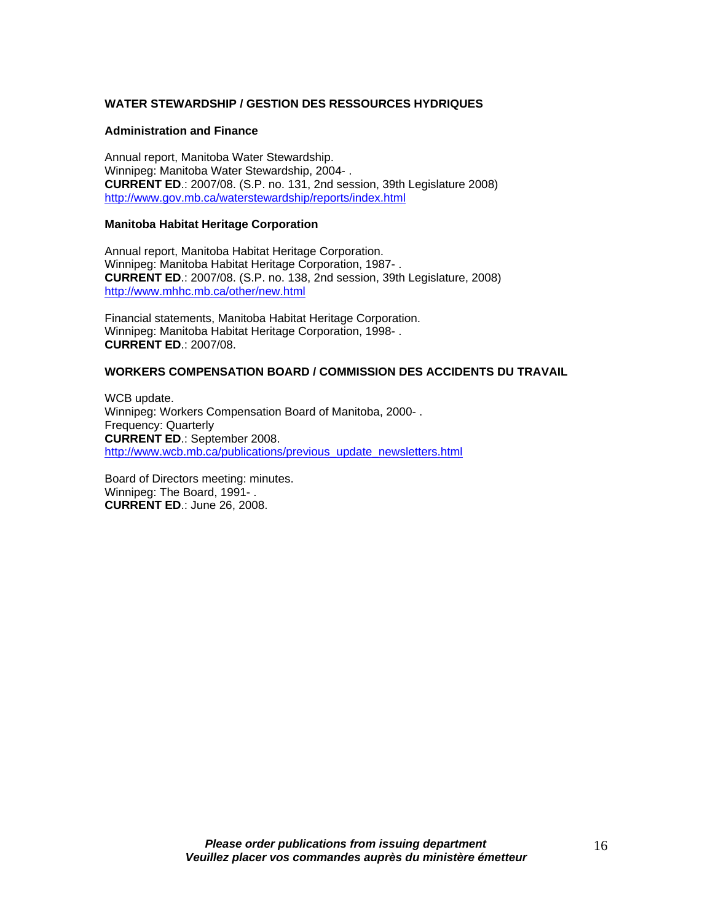## WATER STEWARDSHIP / GESTION DES RESSOURCES HYDRIQUES

### Administration and Finance

Annual report, Manitoba Water Stewardship.
Winnipeg: Manitoba Water Stewardship, 2004- .
**CURRENT ED**.: 2007/08. (S.P. no. 131, 2nd session, 39th Legislature 2008)
http://www.gov.mb.ca/waterstewardship/reports/index.html

### Manitoba Habitat Heritage Corporation

Annual report, Manitoba Habitat Heritage Corporation.
Winnipeg: Manitoba Habitat Heritage Corporation, 1987- .
**CURRENT ED**.: 2007/08. (S.P. no. 138, 2nd session, 39th Legislature, 2008)
http://www.mhhc.mb.ca/other/new.html

Financial statements, Manitoba Habitat Heritage Corporation.
Winnipeg: Manitoba Habitat Heritage Corporation, 1998- .
**CURRENT ED**.: 2007/08.

## WORKERS COMPENSATION BOARD / COMMISSION DES ACCIDENTS DU TRAVAIL

WCB update.
Winnipeg: Workers Compensation Board of Manitoba, 2000- .
Frequency: Quarterly
**CURRENT ED**.: September 2008.
http://www.wcb.mb.ca/publications/previous_update_newsletters.html

Board of Directors meeting: minutes.
Winnipeg: The Board, 1991- .
**CURRENT ED**.: June 26, 2008.

***Please order publications from issuing department***
***Veuillez placer vos commandes auprès du ministère émetteur***